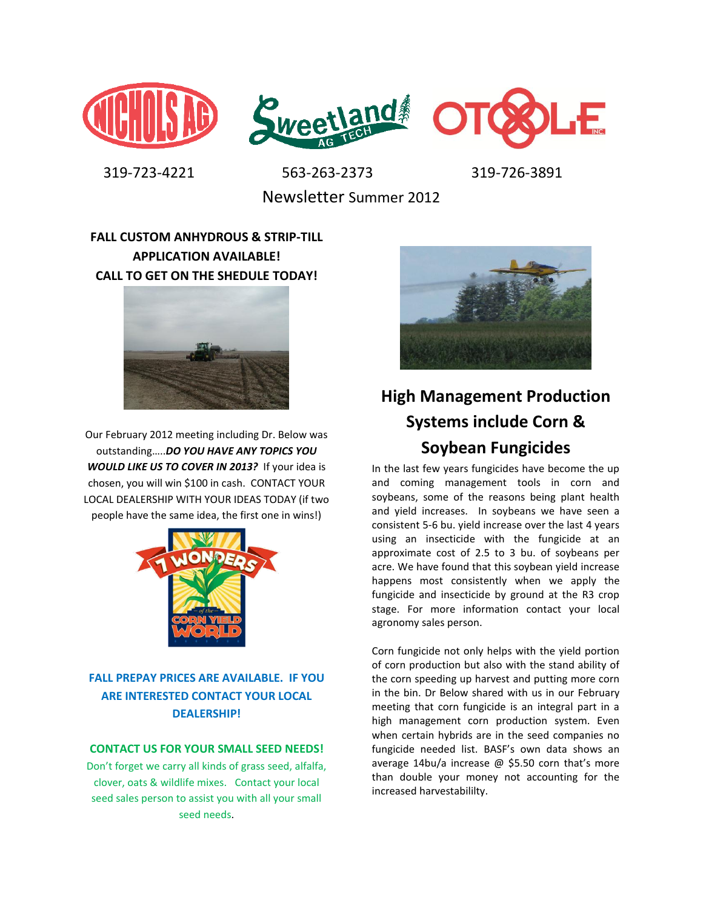319-723-4221 563-263-2373 319-726-3891

Newsletter Summer 2012

**FALL CUSTOM ANHYDROUS & STRIP-TILL APPLICATION AVAILABLE!**
**CALL TO GET ON THE SHEDULE TODAY!**

Our February 2012 meeting including Dr. Below was outstanding…..***DO YOU HAVE ANY TOPICS YOU WOULD LIKE US TO COVER IN 2013?*** If your idea is chosen, you will win $100 in cash. CONTACT YOUR LOCAL DEALERSHIP WITH YOUR IDEAS TODAY (if two people have the same idea, the first one in wins!)

**FALL PREPAY PRICES ARE AVAILABLE. IF YOU ARE INTERESTED CONTACT YOUR LOCAL DEALERSHIP!**

**CONTACT US FOR YOUR SMALL SEED NEEDS!**

Don't forget we carry all kinds of grass seed, alfalfa, clover, oats & wildlife mixes. Contact your local seed sales person to assist you with all your small seed needs.

## High Management Production Systems include Corn & Soybean Fungicides

In the last few years fungicides have become the up and coming management tools in corn and soybeans, some of the reasons being plant health and yield increases. In soybeans we have seen a consistent 5-6 bu. yield increase over the last 4 years using an insecticide with the fungicide at an approximate cost of 2.5 to 3 bu. of soybeans per acre. We have found that this soybean yield increase happens most consistently when we apply the fungicide and insecticide by ground at the R3 crop stage. For more information contact your local agronomy sales person.

Corn fungicide not only helps with the yield portion of corn production but also with the stand ability of the corn speeding up harvest and putting more corn in the bin. Dr Below shared with us in our February meeting that corn fungicide is an integral part in a high management corn production system. Even when certain hybrids are in the seed companies no fungicide needed list. BASF's own data shows an average 14bu/a increase @ $5.50 corn that's more than double your money not accounting for the increased harvestabililty.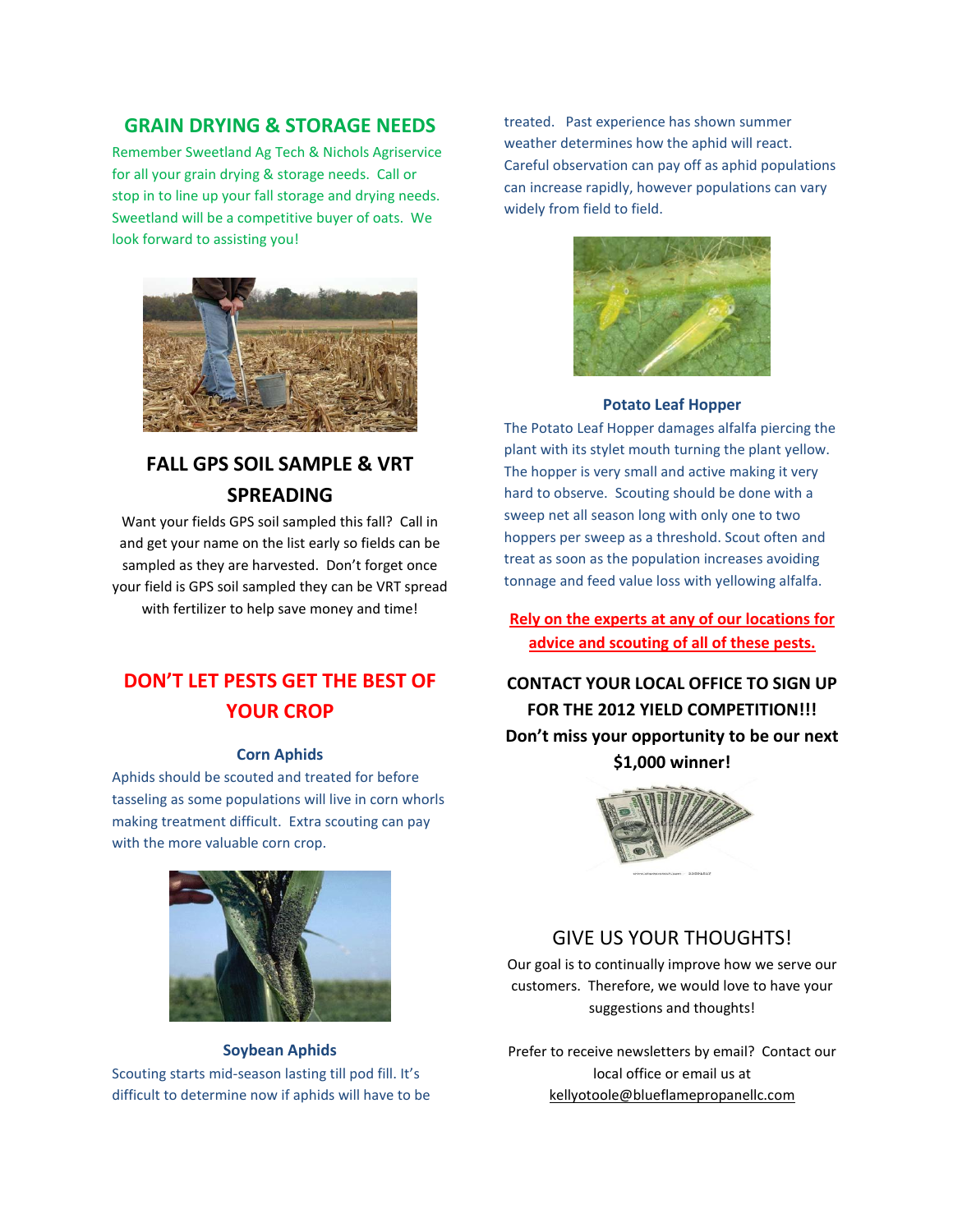## GRAIN DRYING & STORAGE NEEDS

Remember Sweetland Ag Tech & Nichols Agriservice for all your grain drying & storage needs. Call or stop in to line up your fall storage and drying needs. Sweetland will be a competitive buyer of oats. We look forward to assisting you!

## FALL GPS SOIL SAMPLE & VRT SPREADING

Want your fields GPS soil sampled this fall? Call in and get your name on the list early so fields can be sampled as they are harvested. Don't forget once your field is GPS soil sampled they can be VRT spread with fertilizer to help save money and time!

## DON'T LET PESTS GET THE BEST OF YOUR CROP

### Corn Aphids

Aphids should be scouted and treated for before tasseling as some populations will live in corn whorls making treatment difficult. Extra scouting can pay with the more valuable corn crop.

### Soybean Aphids

Scouting starts mid-season lasting till pod fill. It's difficult to determine now if aphids will have to be treated. Past experience has shown summer weather determines how the aphid will react. Careful observation can pay off as aphid populations can increase rapidly, however populations can vary widely from field to field.

### Potato Leaf Hopper

The Potato Leaf Hopper damages alfalfa piercing the plant with its stylet mouth turning the plant yellow. The hopper is very small and active making it very hard to observe. Scouting should be done with a sweep net all season long with only one to two hoppers per sweep as a threshold. Scout often and treat as soon as the population increases avoiding tonnage and feed value loss with yellowing alfalfa.

**Rely on the experts at any of our locations for advice and scouting of all of these pests.**

**CONTACT YOUR LOCAL OFFICE TO SIGN UP FOR THE 2012 YIELD COMPETITION!!!**

**Don't miss your opportunity to be our next $1,000 winner!**

## GIVE US YOUR THOUGHTS!

Our goal is to continually improve how we serve our customers. Therefore, we would love to have your suggestions and thoughts!

Prefer to receive newsletters by email? Contact our local office or email us at kellyotoole@blueflamepropanellc.com